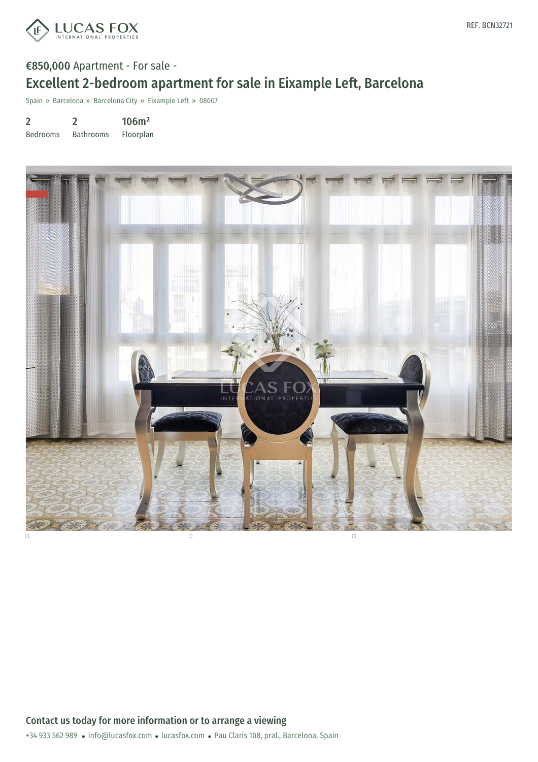REF. BCN32721

**€850,000** Apartment - For sale -

# Excellent 2-bedroom apartment for sale in Eixample Left, Barcelona

Spain » Barcelona » Barcelona City » Eixample Left » 08007

| 2 | 2 | 106m² |
|---|---|---|
| Bedrooms | Bathrooms | Floorplan |

## Contact us today for more information or to arrange a viewing

+34 933 562 989 • info@lucasfox.com • lucasfox.com • Pau Claris 108, pral., Barcelona, Spain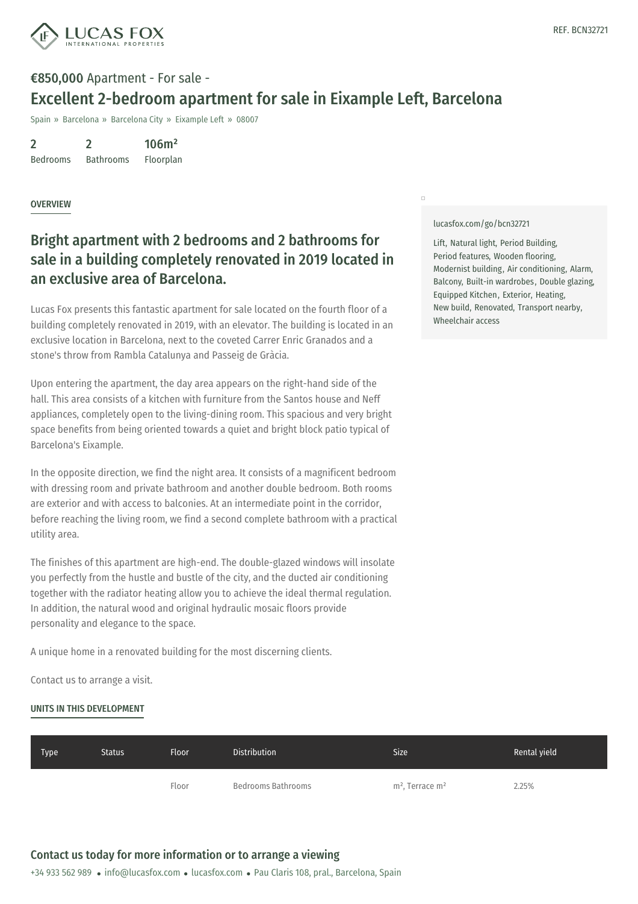REF. BCN32721

**€850,000** Apartment - For sale -

# Excellent 2-bedroom apartment for sale in Eixample Left, Barcelona

Spain » Barcelona » Barcelona City » Eixample Left » 08007

| 2 | 2 | 106m² |
|---|---|---|
| Bedrooms | Bathrooms | Floorplan |

## OVERVIEW

### Bright apartment with 2 bedrooms and 2 bathrooms for sale in a building completely renovated in 2019 located in an exclusive area of Barcelona.

Lucas Fox presents this fantastic apartment for sale located on the fourth floor of a building completely renovated in 2019, with an elevator. The building is located in an exclusive location in Barcelona, next to the coveted Carrer Enric Granados and a stone's throw from Rambla Catalunya and Passeig de Gràcia.

Upon entering the apartment, the day area appears on the right-hand side of the hall. This area consists of a kitchen with furniture from the Santos house and Neff appliances, completely open to the living-dining room. This spacious and very bright space benefits from being oriented towards a quiet and bright block patio typical of Barcelona's Eixample.

In the opposite direction, we find the night area. It consists of a magnificent bedroom with dressing room and private bathroom and another double bedroom. Both rooms are exterior and with access to balconies. At an intermediate point in the corridor, before reaching the living room, we find a second complete bathroom with a practical utility area.

The finishes of this apartment are high-end. The double-glazed windows will insolate you perfectly from the hustle and bustle of the city, and the ducted air conditioning together with the radiator heating allow you to achieve the ideal thermal regulation. In addition, the natural wood and original hydraulic mosaic floors provide personality and elegance to the space.

A unique home in a renovated building for the most discerning clients.

Contact us to arrange a visit.

lucasfox.com/go/bcn32721

Lift, Natural light, Period Building, Period features, Wooden flooring, Modernist building, Air conditioning, Alarm, Balcony, Built-in wardrobes, Double glazing, Equipped Kitchen, Exterior, Heating, New build, Renovated, Transport nearby, Wheelchair access

## UNITS IN THIS DEVELOPMENT

| Type | Status | Floor | Distribution | Size | Rental yield |
|---|---|---|---|---|---|
| | | Floor | Bedrooms Bathrooms | m², Terrace m² | 2.25% |

## Contact us today for more information or to arrange a viewing

+34 933 562 989 • info@lucasfox.com • lucasfox.com • Pau Claris 108, pral., Barcelona, Spain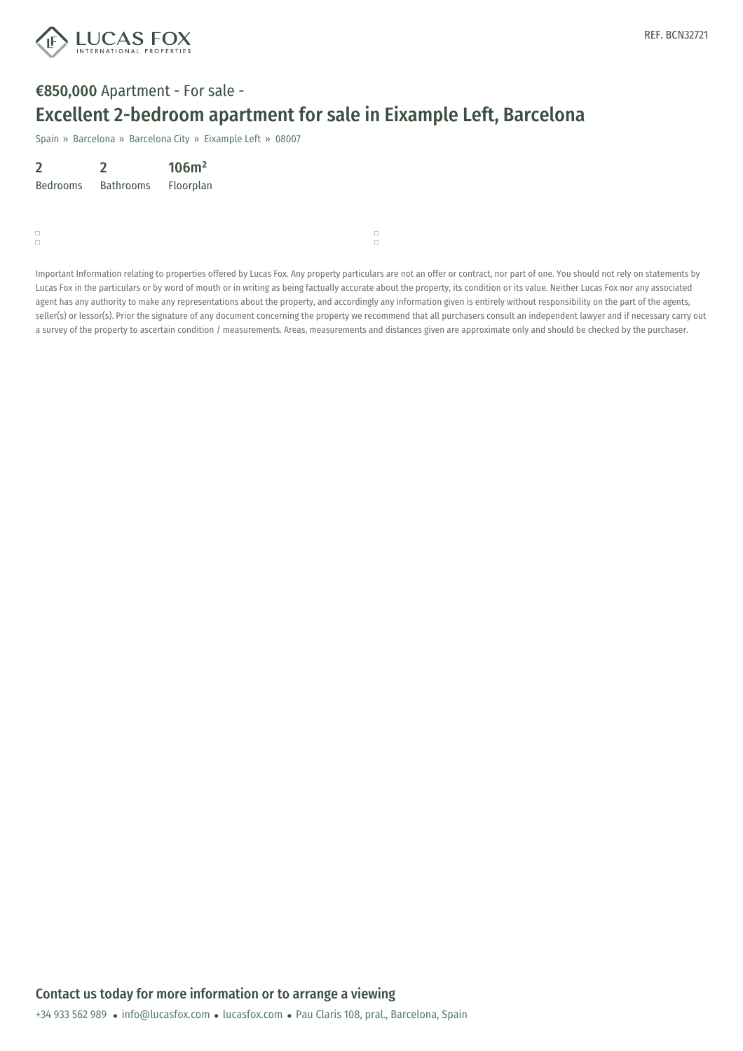**€850,000** Apartment - For sale -

# Excellent 2-bedroom apartment for sale in Eixample Left, Barcelona

Spain » Barcelona » Barcelona City » Eixample Left » 08007

| 2 | 2 | 106m² |
|---|---|---|
| Bedrooms | Bathrooms | Floorplan |

Important Information relating to properties offered by Lucas Fox. Any property particulars are not an offer or contract, nor part of one. You should not rely on statements by Lucas Fox in the particulars or by word of mouth or in writing as being factually accurate about the property, its condition or its value. Neither Lucas Fox nor any associated agent has any authority to make any representations about the property, and accordingly any information given is entirely without responsibility on the part of the agents, seller(s) or lessor(s). Prior the signature of any document concerning the property we recommend that all purchasers consult an independent lawyer and if necessary carry out a survey of the property to ascertain condition / measurements. Areas, measurements and distances given are approximate only and should be checked by the purchaser.

## Contact us today for more information or to arrange a viewing

+34 933 562 989 • info@lucasfox.com • lucasfox.com • Pau Claris 108, pral., Barcelona, Spain